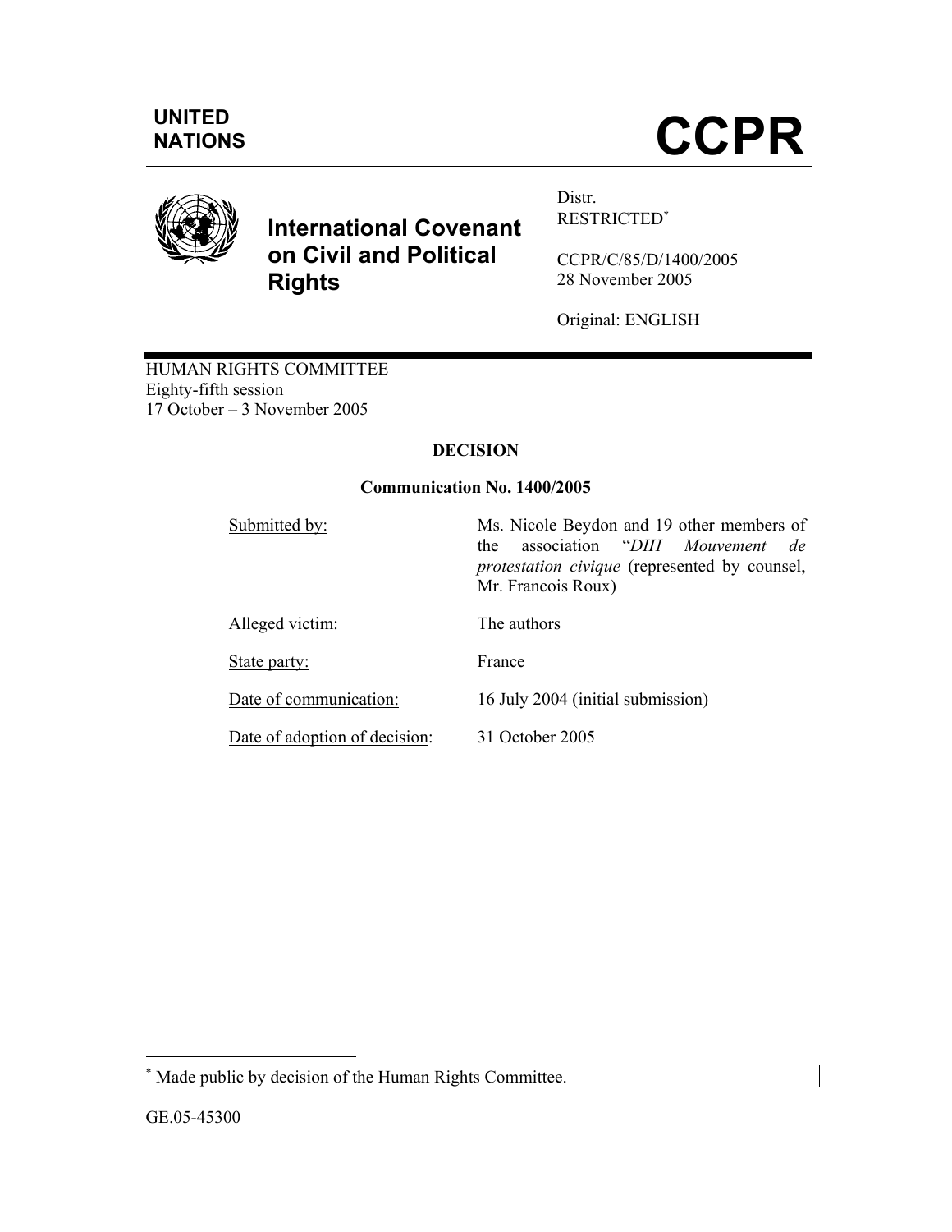UNITED NATIONS

# CCPR

**International Covenant on Civil and Political Rights**

Distr.
RESTRICTED*

CCPR/C/85/D/1400/2005
28 November 2005

Original: ENGLISH

HUMAN RIGHTS COMMITTEE
Eighty-fifth session
17 October – 3 November 2005

## DECISION

### Communication No. 1400/2005

| | |
|---|---|
| Submitted by: | Ms. Nicole Beydon and 19 other members of the association "*DIH Mouvement de protestation civique* (represented by counsel, Mr. Francois Roux) |
| Alleged victim: | The authors |
| State party: | France |
| Date of communication: | 16 July 2004 (initial submission) |
| Date of adoption of decision: | 31 October 2005 |

* Made public by decision of the Human Rights Committee.

GE.05-45300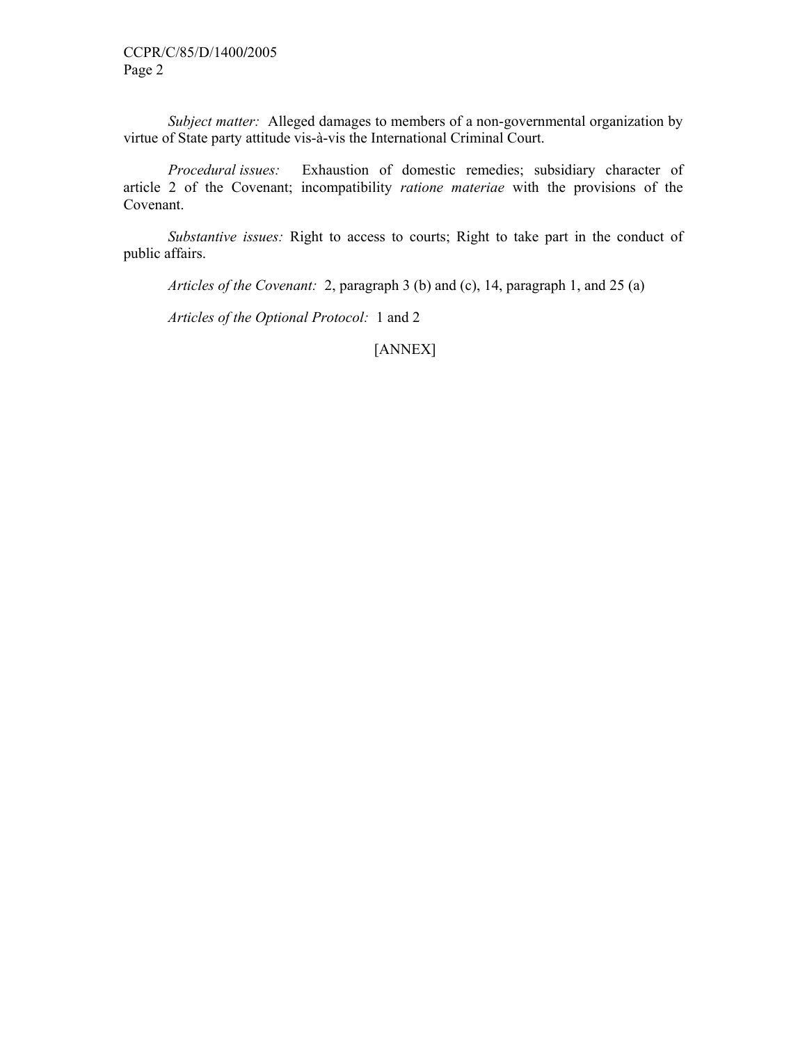*Subject matter:* Alleged damages to members of a non-governmental organization by virtue of State party attitude vis-à-vis the International Criminal Court.

*Procedural issues:* Exhaustion of domestic remedies; subsidiary character of article 2 of the Covenant; incompatibility *ratione materiae* with the provisions of the Covenant.

*Substantive issues:* Right to access to courts; Right to take part in the conduct of public affairs.

*Articles of the Covenant:* 2, paragraph 3 (b) and (c), 14, paragraph 1, and 25 (a)

*Articles of the Optional Protocol:* 1 and 2

[ANNEX]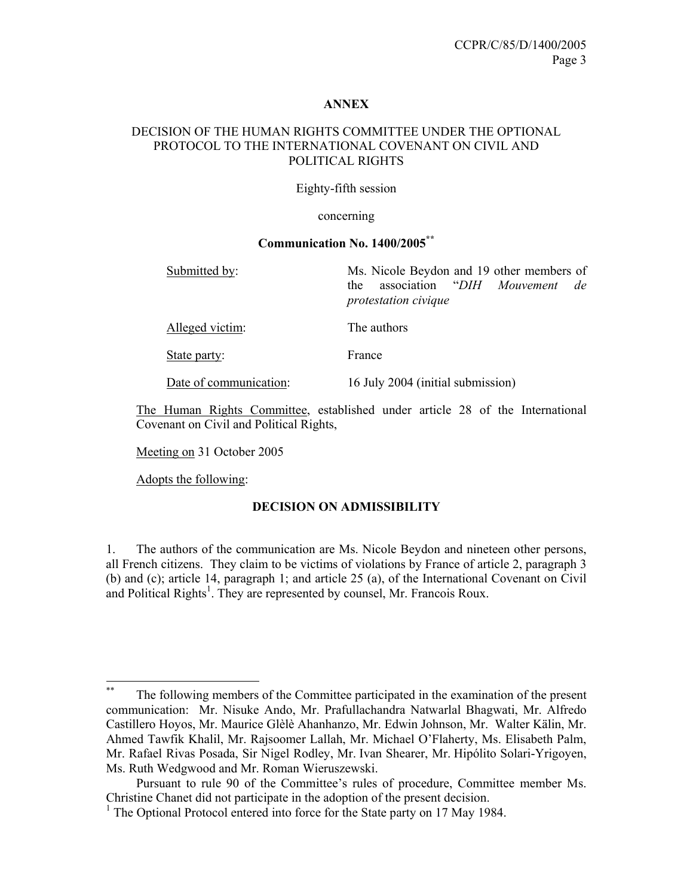## ANNEX

### DECISION OF THE HUMAN RIGHTS COMMITTEE UNDER THE OPTIONAL PROTOCOL TO THE INTERNATIONAL COVENANT ON CIVIL AND POLITICAL RIGHTS

Eighty-fifth session

concerning

**Communication No. 1400/2005**[**]

| | |
|---|---|
| Submitted by: | Ms. Nicole Beydon and 19 other members of the association "*DIH Mouvement de protestation civique* |
| Alleged victim: | The authors |
| State party: | France |
| Date of communication: | 16 July 2004 (initial submission) |

The Human Rights Committee, established under article 28 of the International Covenant on Civil and Political Rights,

Meeting on 31 October 2005

Adopts the following:

**DECISION ON ADMISSIBILITY**

1. The authors of the communication are Ms. Nicole Beydon and nineteen other persons, all French citizens. They claim to be victims of violations by France of article 2, paragraph 3 (b) and (c); article 14, paragraph 1; and article 25 (a), of the International Covenant on Civil and Political Rights[1]. They are represented by counsel, Mr. Francois Roux.

---

[**] The following members of the Committee participated in the examination of the present communication: Mr. Nisuke Ando, Mr. Prafullachandra Natwarlal Bhagwati, Mr. Alfredo Castillero Hoyos, Mr. Maurice Glèlè Ahanhanzo, Mr. Edwin Johnson, Mr. Walter Kälin, Mr. Ahmed Tawfik Khalil, Mr. Rajsoomer Lallah, Mr. Michael O'Flaherty, Ms. Elisabeth Palm, Mr. Rafael Rivas Posada, Sir Nigel Rodley, Mr. Ivan Shearer, Mr. Hipólito Solari-Yrigoyen, Ms. Ruth Wedgwood and Mr. Roman Wieruszewski.

Pursuant to rule 90 of the Committee's rules of procedure, Committee member Ms. Christine Chanet did not participate in the adoption of the present decision.

[1] The Optional Protocol entered into force for the State party on 17 May 1984.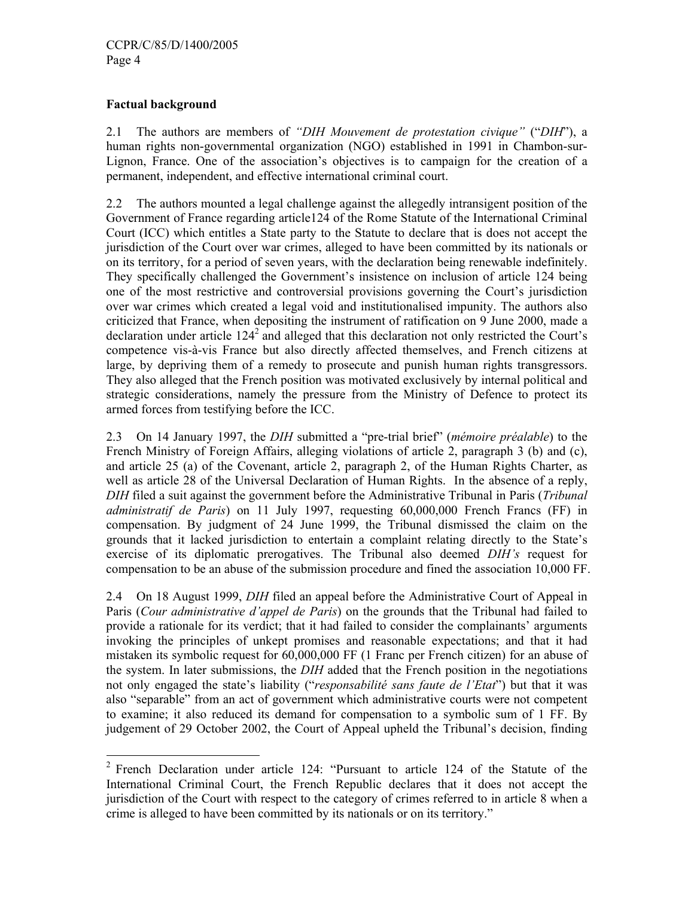### Factual background

2.1 The authors are members of *"DIH Mouvement de protestation civique"* ("*DIH*"), a human rights non-governmental organization (NGO) established in 1991 in Chambon-sur-Lignon, France. One of the association's objectives is to campaign for the creation of a permanent, independent, and effective international criminal court.

2.2 The authors mounted a legal challenge against the allegedly intransigent position of the Government of France regarding article124 of the Rome Statute of the International Criminal Court (ICC) which entitles a State party to the Statute to declare that is does not accept the jurisdiction of the Court over war crimes, alleged to have been committed by its nationals or on its territory, for a period of seven years, with the declaration being renewable indefinitely. They specifically challenged the Government's insistence on inclusion of article 124 being one of the most restrictive and controversial provisions governing the Court's jurisdiction over war crimes which created a legal void and institutionalised impunity. The authors also criticized that France, when depositing the instrument of ratification on 9 June 2000, made a declaration under article 124[2] and alleged that this declaration not only restricted the Court's competence vis-à-vis France but also directly affected themselves, and French citizens at large, by depriving them of a remedy to prosecute and punish human rights transgressors. They also alleged that the French position was motivated exclusively by internal political and strategic considerations, namely the pressure from the Ministry of Defence to protect its armed forces from testifying before the ICC.

2.3 On 14 January 1997, the *DIH* submitted a "pre-trial brief" (*mémoire préalable*) to the French Ministry of Foreign Affairs, alleging violations of article 2, paragraph 3 (b) and (c), and article 25 (a) of the Covenant, article 2, paragraph 2, of the Human Rights Charter, as well as article 28 of the Universal Declaration of Human Rights. In the absence of a reply, *DIH* filed a suit against the government before the Administrative Tribunal in Paris (*Tribunal administratif de Paris*) on 11 July 1997, requesting 60,000,000 French Francs (FF) in compensation. By judgment of 24 June 1999, the Tribunal dismissed the claim on the grounds that it lacked jurisdiction to entertain a complaint relating directly to the State's exercise of its diplomatic prerogatives. The Tribunal also deemed *DIH's* request for compensation to be an abuse of the submission procedure and fined the association 10,000 FF.

2.4 On 18 August 1999, *DIH* filed an appeal before the Administrative Court of Appeal in Paris (*Cour administrative d'appel de Paris*) on the grounds that the Tribunal had failed to provide a rationale for its verdict; that it had failed to consider the complainants' arguments invoking the principles of unkept promises and reasonable expectations; and that it had mistaken its symbolic request for 60,000,000 FF (1 Franc per French citizen) for an abuse of the system. In later submissions, the *DIH* added that the French position in the negotiations not only engaged the state's liability ("*responsabilité sans faute de l'Etat*") but that it was also "separable" from an act of government which administrative courts were not competent to examine; it also reduced its demand for compensation to a symbolic sum of 1 FF. By judgement of 29 October 2002, the Court of Appeal upheld the Tribunal's decision, finding

[2] French Declaration under article 124: "Pursuant to article 124 of the Statute of the International Criminal Court, the French Republic declares that it does not accept the jurisdiction of the Court with respect to the category of crimes referred to in article 8 when a crime is alleged to have been committed by its nationals or on its territory."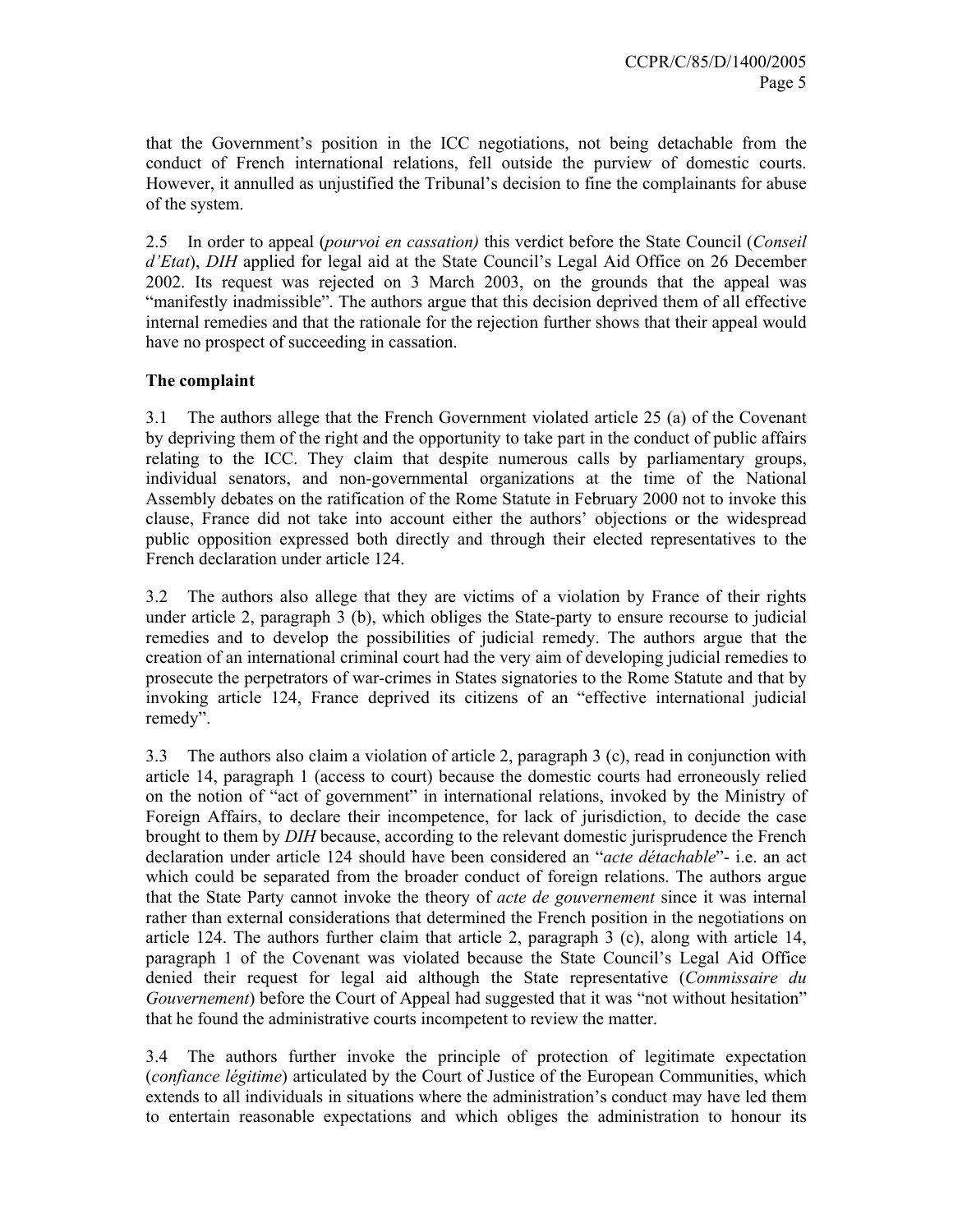that the Government's position in the ICC negotiations, not being detachable from the conduct of French international relations, fell outside the purview of domestic courts. However, it annulled as unjustified the Tribunal's decision to fine the complainants for abuse of the system.

2.5 In order to appeal (*pourvoi en cassation)* this verdict before the State Council (*Conseil d'Etat*), *DIH* applied for legal aid at the State Council's Legal Aid Office on 26 December 2002. Its request was rejected on 3 March 2003, on the grounds that the appeal was "manifestly inadmissible". The authors argue that this decision deprived them of all effective internal remedies and that the rationale for the rejection further shows that their appeal would have no prospect of succeeding in cassation.

**The complaint**

3.1 The authors allege that the French Government violated article 25 (a) of the Covenant by depriving them of the right and the opportunity to take part in the conduct of public affairs relating to the ICC. They claim that despite numerous calls by parliamentary groups, individual senators, and non-governmental organizations at the time of the National Assembly debates on the ratification of the Rome Statute in February 2000 not to invoke this clause, France did not take into account either the authors' objections or the widespread public opposition expressed both directly and through their elected representatives to the French declaration under article 124.

3.2 The authors also allege that they are victims of a violation by France of their rights under article 2, paragraph 3 (b), which obliges the State-party to ensure recourse to judicial remedies and to develop the possibilities of judicial remedy. The authors argue that the creation of an international criminal court had the very aim of developing judicial remedies to prosecute the perpetrators of war-crimes in States signatories to the Rome Statute and that by invoking article 124, France deprived its citizens of an "effective international judicial remedy".

3.3 The authors also claim a violation of article 2, paragraph 3 (c), read in conjunction with article 14, paragraph 1 (access to court) because the domestic courts had erroneously relied on the notion of "act of government" in international relations, invoked by the Ministry of Foreign Affairs, to declare their incompetence, for lack of jurisdiction, to decide the case brought to them by *DIH* because, according to the relevant domestic jurisprudence the French declaration under article 124 should have been considered an "*acte détachable*"- i.e. an act which could be separated from the broader conduct of foreign relations. The authors argue that the State Party cannot invoke the theory of *acte de gouvernement* since it was internal rather than external considerations that determined the French position in the negotiations on article 124. The authors further claim that article 2, paragraph 3 (c), along with article 14, paragraph 1 of the Covenant was violated because the State Council's Legal Aid Office denied their request for legal aid although the State representative (*Commissaire du Gouvernement*) before the Court of Appeal had suggested that it was "not without hesitation" that he found the administrative courts incompetent to review the matter.

3.4 The authors further invoke the principle of protection of legitimate expectation (*confiance légitime*) articulated by the Court of Justice of the European Communities, which extends to all individuals in situations where the administration's conduct may have led them to entertain reasonable expectations and which obliges the administration to honour its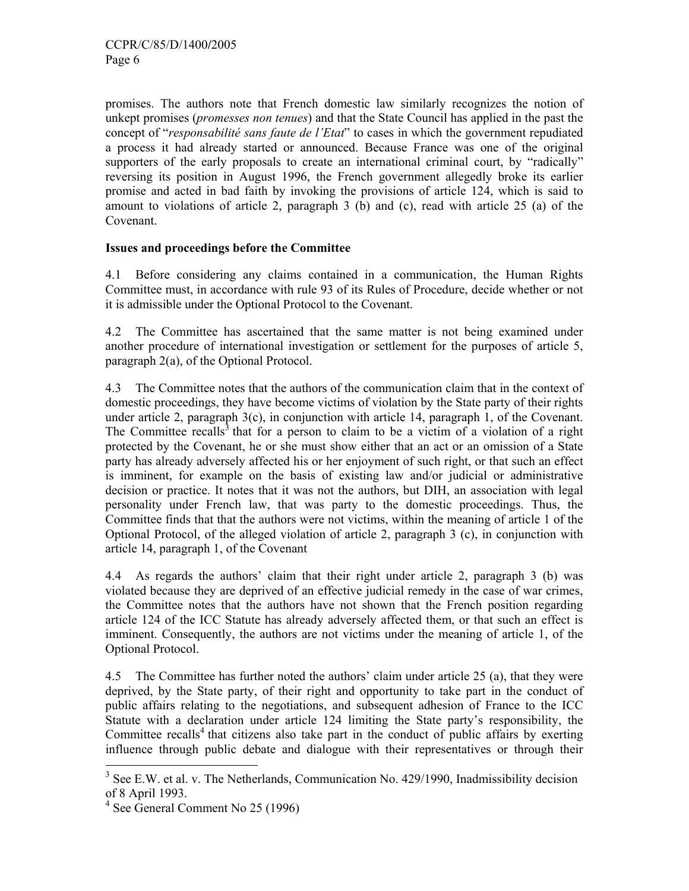promises. The authors note that French domestic law similarly recognizes the notion of unkept promises (*promesses non tenues*) and that the State Council has applied in the past the concept of "*responsabilité sans faute de l'Etat*" to cases in which the government repudiated a process it had already started or announced. Because France was one of the original supporters of the early proposals to create an international criminal court, by "radically" reversing its position in August 1996, the French government allegedly broke its earlier promise and acted in bad faith by invoking the provisions of article 124, which is said to amount to violations of article 2, paragraph 3 (b) and (c), read with article 25 (a) of the Covenant.

**Issues and proceedings before the Committee**

4.1 Before considering any claims contained in a communication, the Human Rights Committee must, in accordance with rule 93 of its Rules of Procedure, decide whether or not it is admissible under the Optional Protocol to the Covenant.

4.2 The Committee has ascertained that the same matter is not being examined under another procedure of international investigation or settlement for the purposes of article 5, paragraph 2(a), of the Optional Protocol.

4.3 The Committee notes that the authors of the communication claim that in the context of domestic proceedings, they have become victims of violation by the State party of their rights under article 2, paragraph 3(c), in conjunction with article 14, paragraph 1, of the Covenant. The Committee recalls[3] that for a person to claim to be a victim of a violation of a right protected by the Covenant, he or she must show either that an act or an omission of a State party has already adversely affected his or her enjoyment of such right, or that such an effect is imminent, for example on the basis of existing law and/or judicial or administrative decision or practice. It notes that it was not the authors, but DIH, an association with legal personality under French law, that was party to the domestic proceedings. Thus, the Committee finds that that the authors were not victims, within the meaning of article 1 of the Optional Protocol, of the alleged violation of article 2, paragraph 3 (c), in conjunction with article 14, paragraph 1, of the Covenant

4.4 As regards the authors' claim that their right under article 2, paragraph 3 (b) was violated because they are deprived of an effective judicial remedy in the case of war crimes, the Committee notes that the authors have not shown that the French position regarding article 124 of the ICC Statute has already adversely affected them, or that such an effect is imminent. Consequently, the authors are not victims under the meaning of article 1, of the Optional Protocol.

4.5 The Committee has further noted the authors' claim under article 25 (a), that they were deprived, by the State party, of their right and opportunity to take part in the conduct of public affairs relating to the negotiations, and subsequent adhesion of France to the ICC Statute with a declaration under article 124 limiting the State party's responsibility, the Committee recalls[4] that citizens also take part in the conduct of public affairs by exerting influence through public debate and dialogue with their representatives or through their

---

[3] See E.W. et al. v. The Netherlands, Communication No. 429/1990, Inadmissibility decision of 8 April 1993.

[4] See General Comment No 25 (1996)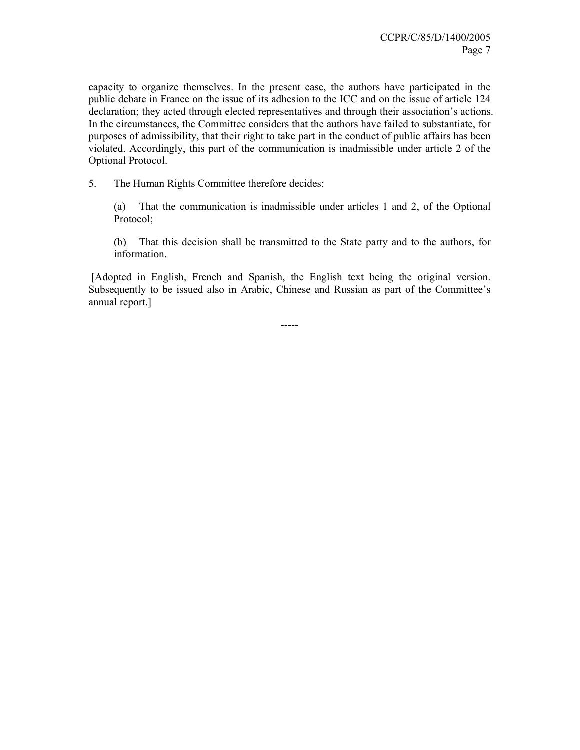capacity to organize themselves. In the present case, the authors have participated in the public debate in France on the issue of its adhesion to the ICC and on the issue of article 124 declaration; they acted through elected representatives and through their association's actions. In the circumstances, the Committee considers that the authors have failed to substantiate, for purposes of admissibility, that their right to take part in the conduct of public affairs has been violated. Accordingly, this part of the communication is inadmissible under article 2 of the Optional Protocol.

5. The Human Rights Committee therefore decides:

(a) That the communication is inadmissible under articles 1 and 2, of the Optional Protocol;

(b) That this decision shall be transmitted to the State party and to the authors, for information.

[Adopted in English, French and Spanish, the English text being the original version. Subsequently to be issued also in Arabic, Chinese and Russian as part of the Committee's annual report.]

-----